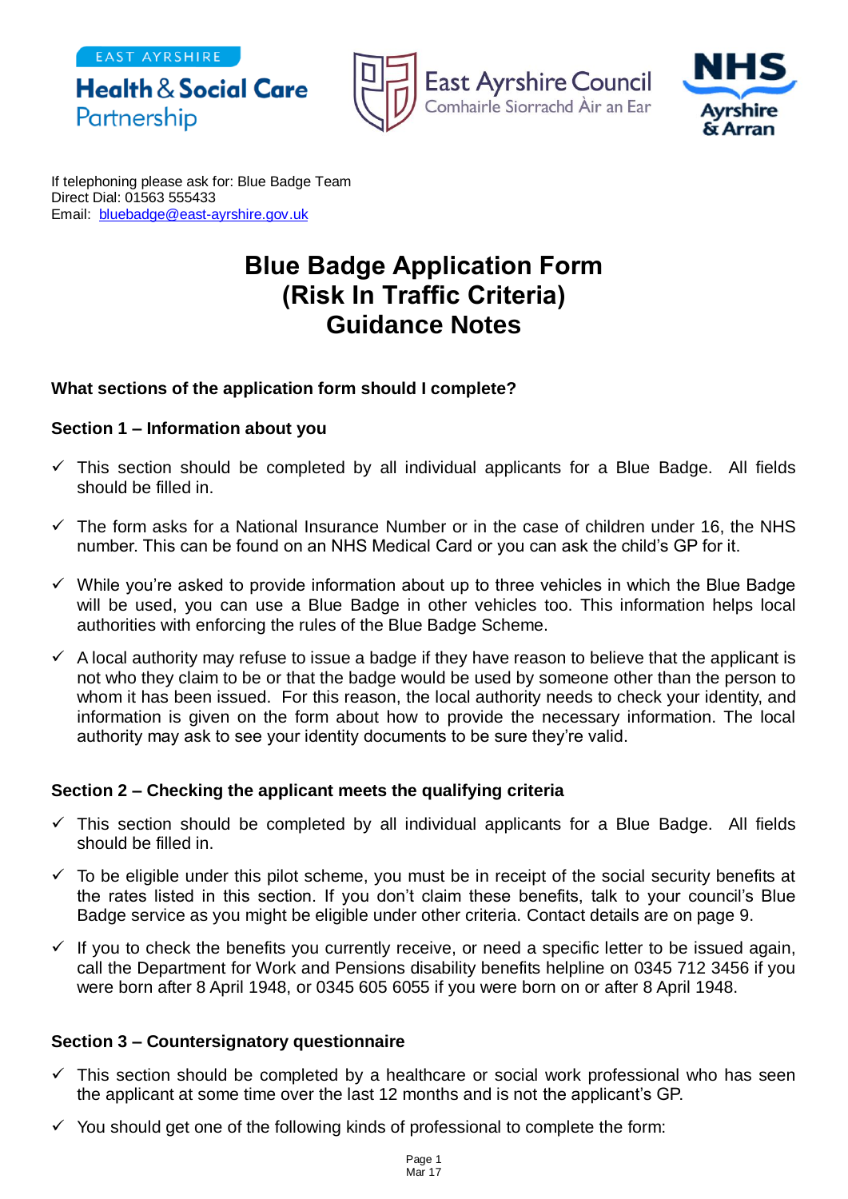EAST AYRSHIRE
**Health & Social Care Partnership**

East Ayrshire Council
Comhairle Siorrachd Àir an Ear

NHS Ayrshire & Arran

If telephoning please ask for: Blue Badge Team
Direct Dial: 01563 555433
Email: bluebadge@east-ayrshire.gov.uk

# Blue Badge Application Form (Risk In Traffic Criteria) Guidance Notes

**What sections of the application form should I complete?**

**Section 1 – Information about you**

- ✓ This section should be completed by all individual applicants for a Blue Badge. All fields should be filled in.
- ✓ The form asks for a National Insurance Number or in the case of children under 16, the NHS number. This can be found on an NHS Medical Card or you can ask the child's GP for it.
- ✓ While you're asked to provide information about up to three vehicles in which the Blue Badge will be used, you can use a Blue Badge in other vehicles too. This information helps local authorities with enforcing the rules of the Blue Badge Scheme.
- ✓ A local authority may refuse to issue a badge if they have reason to believe that the applicant is not who they claim to be or that the badge would be used by someone other than the person to whom it has been issued. For this reason, the local authority needs to check your identity, and information is given on the form about how to provide the necessary information. The local authority may ask to see your identity documents to be sure they're valid.

**Section 2 – Checking the applicant meets the qualifying criteria**

- ✓ This section should be completed by all individual applicants for a Blue Badge. All fields should be filled in.
- ✓ To be eligible under this pilot scheme, you must be in receipt of the social security benefits at the rates listed in this section. If you don't claim these benefits, talk to your council's Blue Badge service as you might be eligible under other criteria. Contact details are on page 9.
- ✓ If you to check the benefits you currently receive, or need a specific letter to be issued again, call the Department for Work and Pensions disability benefits helpline on 0345 712 3456 if you were born after 8 April 1948, or 0345 605 6055 if you were born on or after 8 April 1948.

**Section 3 – Countersignatory questionnaire**

- ✓ This section should be completed by a healthcare or social work professional who has seen the applicant at some time over the last 12 months and is not the applicant's GP.
- ✓ You should get one of the following kinds of professional to complete the form:

Mar 17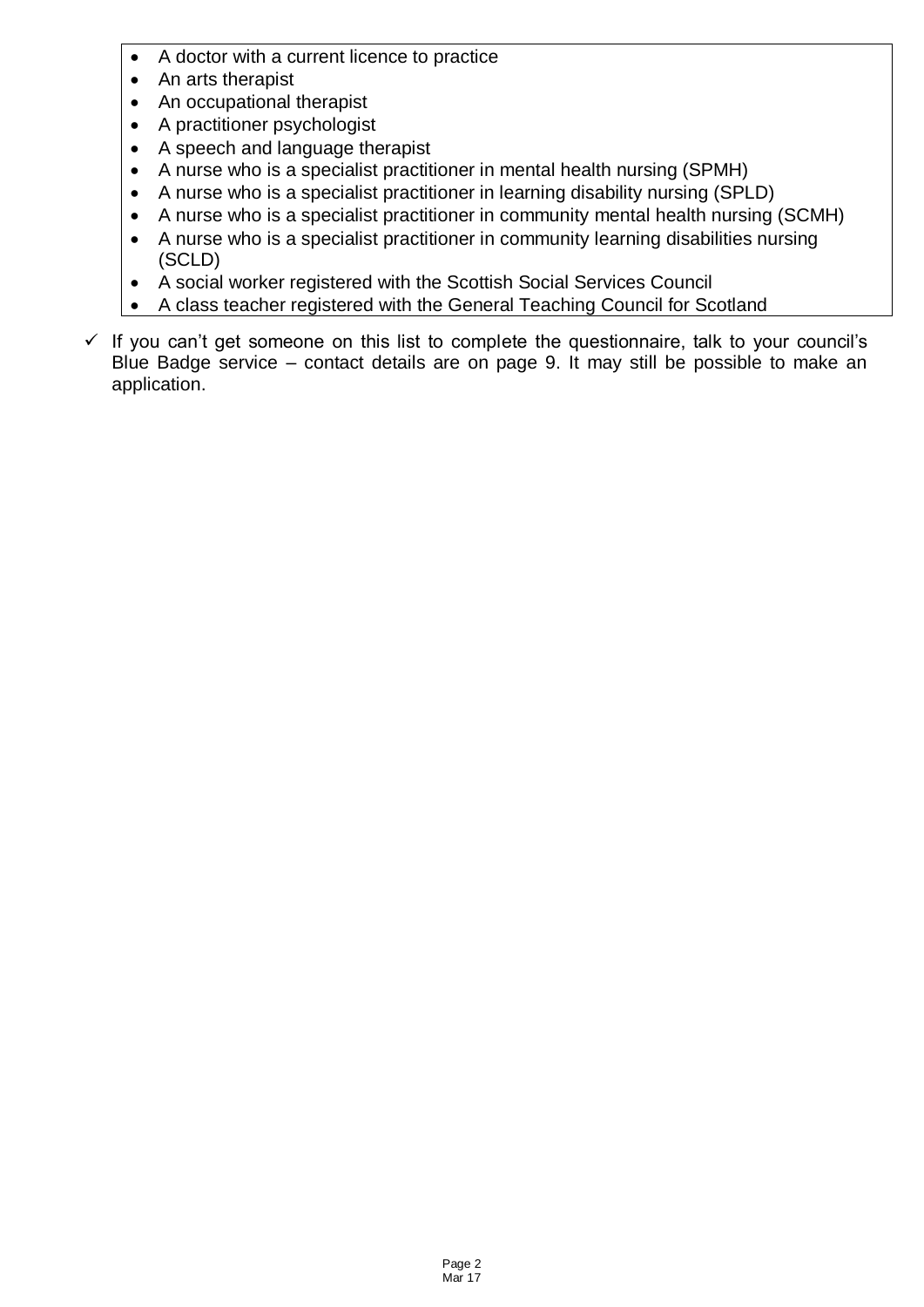- A doctor with a current licence to practice
- An arts therapist
- An occupational therapist
- A practitioner psychologist
- A speech and language therapist
- A nurse who is a specialist practitioner in mental health nursing (SPMH)
- A nurse who is a specialist practitioner in learning disability nursing (SPLD)
- A nurse who is a specialist practitioner in community mental health nursing (SCMH)
- A nurse who is a specialist practitioner in community learning disabilities nursing (SCLD)
- A social worker registered with the Scottish Social Services Council
- A class teacher registered with the General Teaching Council for Scotland

✓ If you can't get someone on this list to complete the questionnaire, talk to your council's Blue Badge service – contact details are on page 9. It may still be possible to make an application.